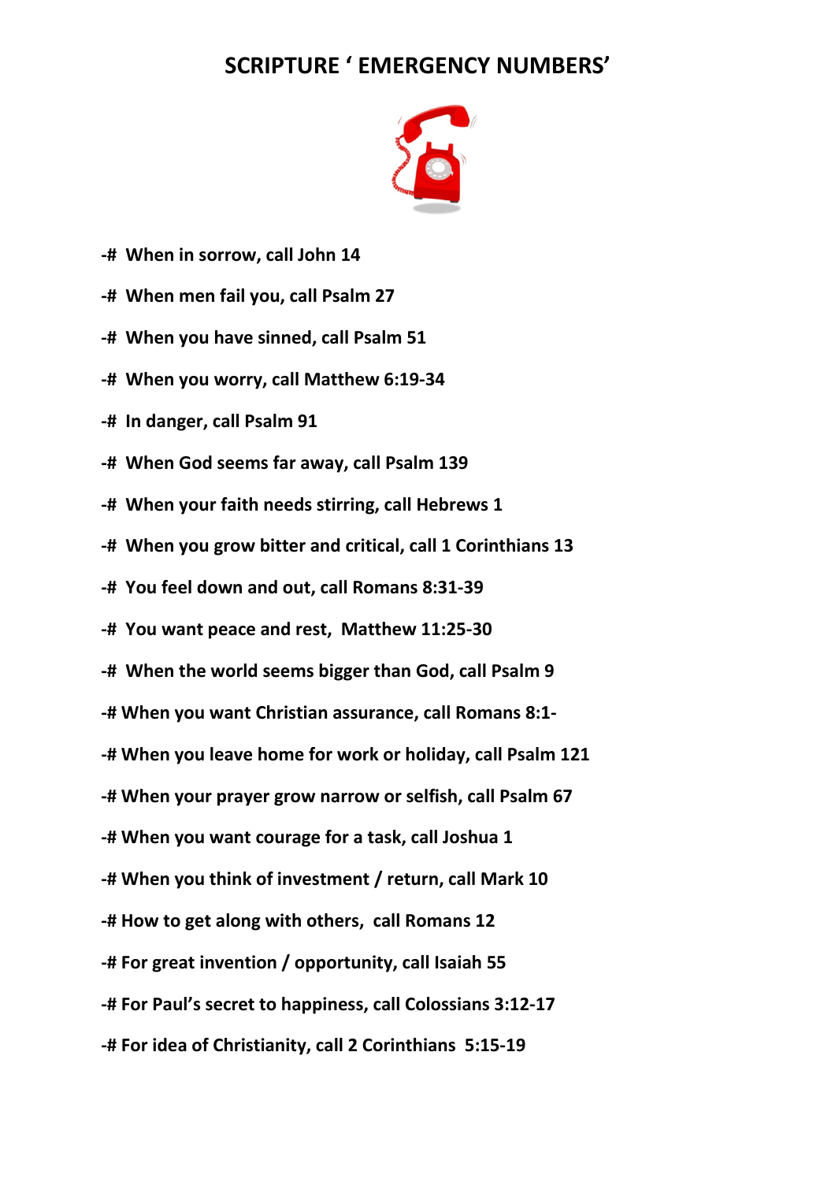# SCRIPTURE ‘ EMERGENCY NUMBERS’

- -#  When in sorrow, call John 14
- -#  When men fail you, call Psalm 27
- -#  When you have sinned, call Psalm 51
- -#  When you worry, call Matthew 6:19-34
- -#  In danger, call Psalm 91
- -#  When God seems far away, call Psalm 139
- -#  When your faith needs stirring, call Hebrews 1
- -#  When you grow bitter and critical, call 1 Corinthians 13
- -#  You feel down and out, call Romans 8:31-39
- -#  You want peace and rest,  Matthew 11:25-30
- -#  When the world seems bigger than God, call Psalm 9
- -# When you want Christian assurance, call Romans 8:1-
- -# When you leave home for work or holiday, call Psalm 121
- -# When your prayer grow narrow or selfish, call Psalm 67
- -# When you want courage for a task, call Joshua 1
- -# When you think of investment / return, call Mark 10
- -# How to get along with others,  call Romans 12
- -# For great invention / opportunity, call Isaiah 55
- -# For Paul’s secret to happiness, call Colossians 3:12-17
- -# For idea of Christianity, call 2 Corinthians  5:15-19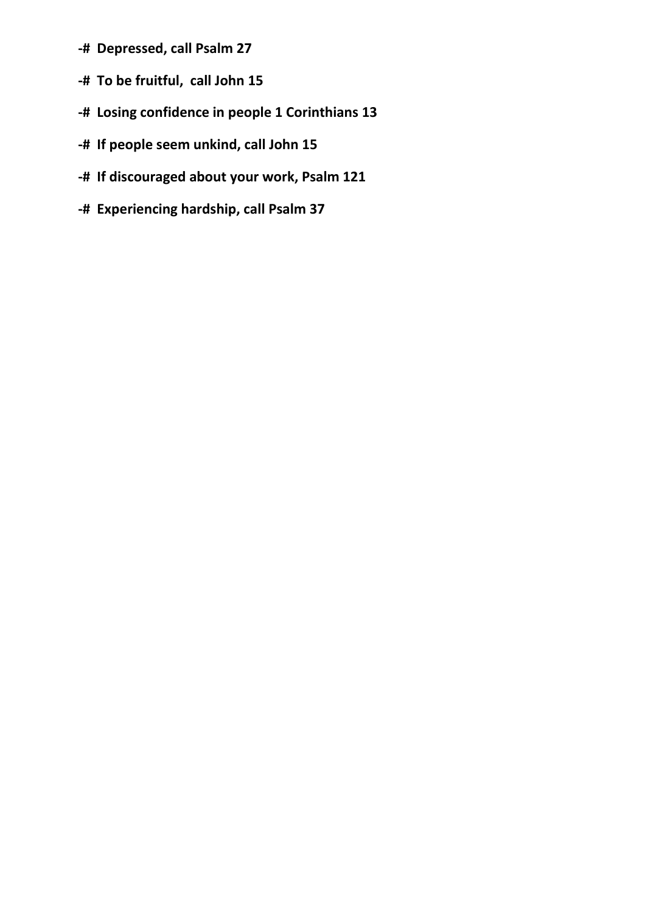**-# Depressed, call Psalm 27**

**-# To be fruitful, call John 15**

**-# Losing confidence in people 1 Corinthians 13**

**-# If people seem unkind, call John 15**

**-# If discouraged about your work, Psalm 121**

**-# Experiencing hardship, call Psalm 37**